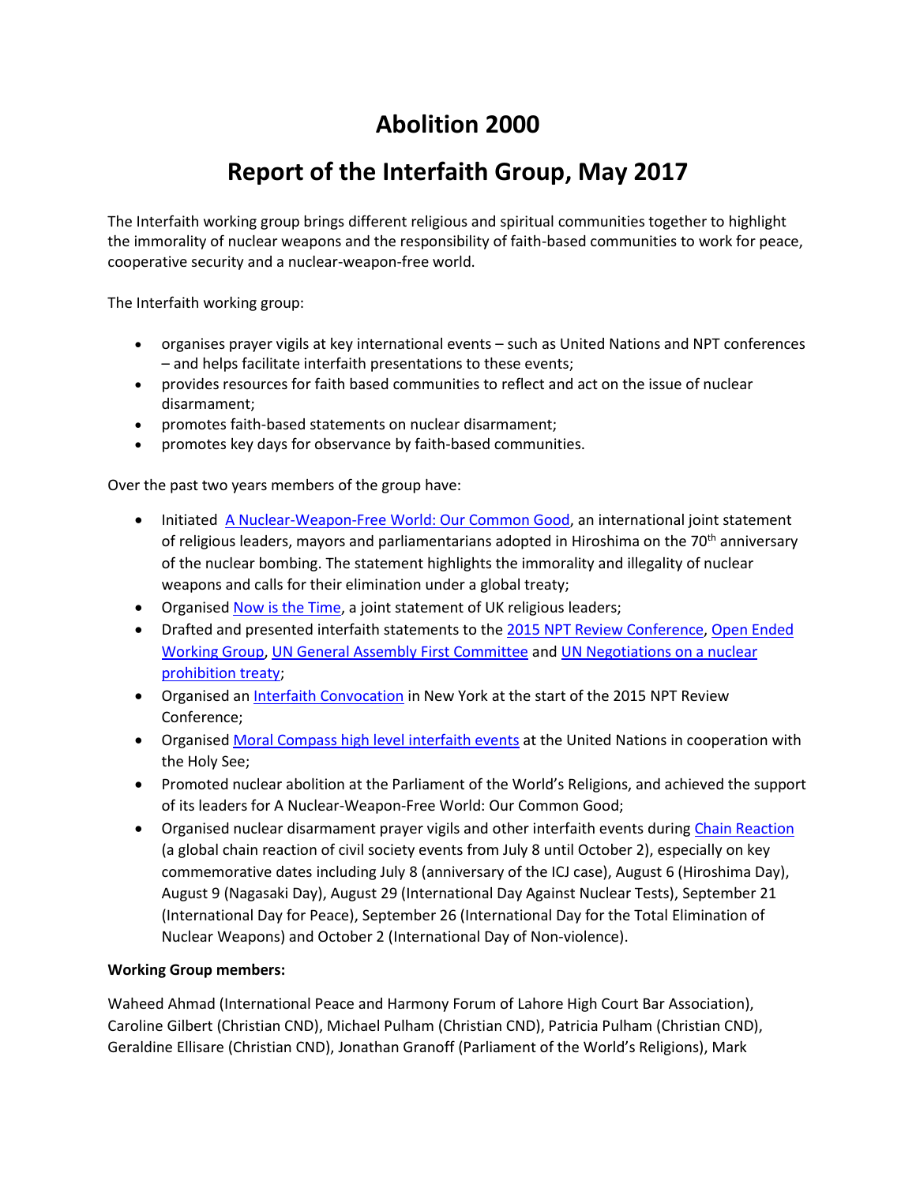# Abolition 2000

## Report of the Interfaith Group, May 2017

The Interfaith working group brings different religious and spiritual communities together to highlight the immorality of nuclear weapons and the responsibility of faith-based communities to work for peace, cooperative security and a nuclear-weapon-free world.

The Interfaith working group:

- organises prayer vigils at key international events – such as United Nations and NPT conferences – and helps facilitate interfaith presentations to these events;
- provides resources for faith based communities to reflect and act on the issue of nuclear disarmament;
- promotes faith-based statements on nuclear disarmament;
- promotes key days for observance by faith-based communities.

Over the past two years members of the group have:

- Initiated A Nuclear-Weapon-Free World: Our Common Good, an international joint statement of religious leaders, mayors and parliamentarians adopted in Hiroshima on the 70th anniversary of the nuclear bombing. The statement highlights the immorality and illegality of nuclear weapons and calls for their elimination under a global treaty;
- Organised Now is the Time, a joint statement of UK religious leaders;
- Drafted and presented interfaith statements to the 2015 NPT Review Conference, Open Ended Working Group, UN General Assembly First Committee and UN Negotiations on a nuclear prohibition treaty;
- Organised an Interfaith Convocation in New York at the start of the 2015 NPT Review Conference;
- Organised Moral Compass high level interfaith events at the United Nations in cooperation with the Holy See;
- Promoted nuclear abolition at the Parliament of the World's Religions, and achieved the support of its leaders for A Nuclear-Weapon-Free World: Our Common Good;
- Organised nuclear disarmament prayer vigils and other interfaith events during Chain Reaction (a global chain reaction of civil society events from July 8 until October 2), especially on key commemorative dates including July 8 (anniversary of the ICJ case), August 6 (Hiroshima Day), August 9 (Nagasaki Day), August 29 (International Day Against Nuclear Tests), September 21 (International Day for Peace), September 26 (International Day for the Total Elimination of Nuclear Weapons) and October 2 (International Day of Non-violence).

**Working Group members:**

Waheed Ahmad (International Peace and Harmony Forum of Lahore High Court Bar Association), Caroline Gilbert (Christian CND), Michael Pulham (Christian CND), Patricia Pulham (Christian CND), Geraldine Ellisare (Christian CND), Jonathan Granoff (Parliament of the World's Religions), Mark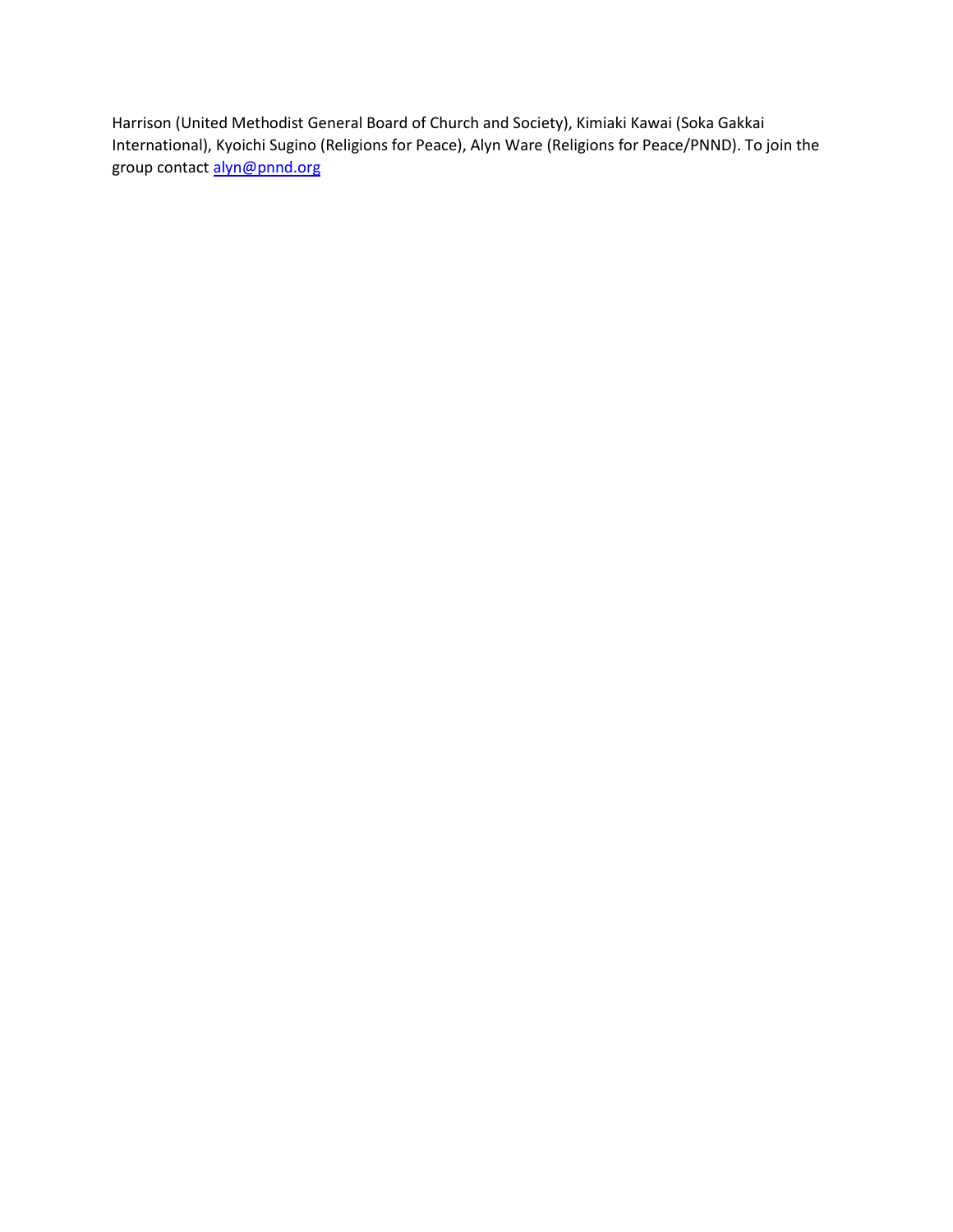Harrison (United Methodist General Board of Church and Society), Kimiaki Kawai (Soka Gakkai International), Kyoichi Sugino (Religions for Peace), Alyn Ware (Religions for Peace/PNND). To join the group contact alyn@pnnd.org